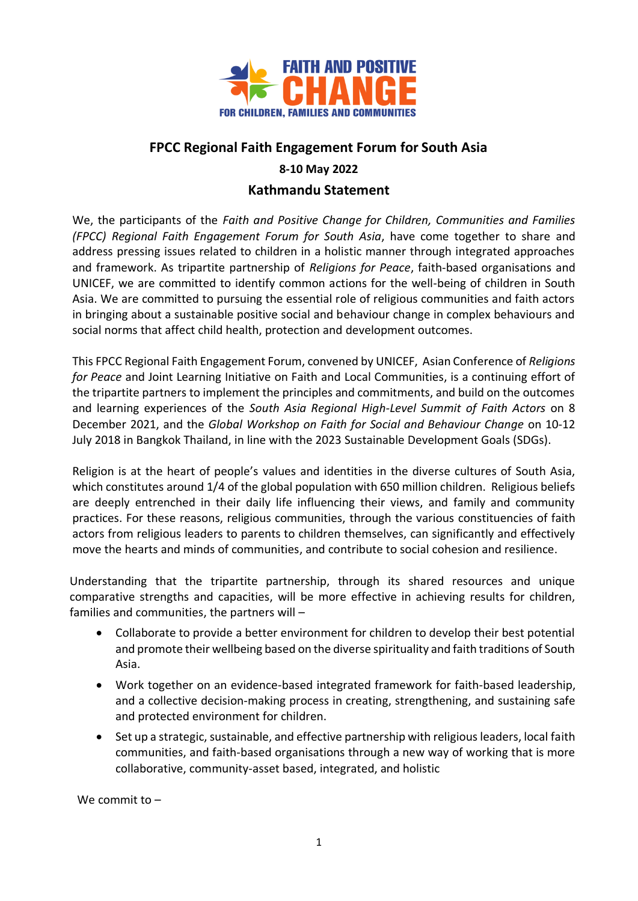FAITH AND POSITIVE CHANGE FOR CHILDREN, FAMILIES AND COMMUNITIES

## FPCC Regional Faith Engagement Forum for South Asia

**8-10 May 2022**

## Kathmandu Statement

We, the participants of the *Faith and Positive Change for Children, Communities and Families (FPCC) Regional Faith Engagement Forum for South Asia*, have come together to share and address pressing issues related to children in a holistic manner through integrated approaches and framework. As tripartite partnership of *Religions for Peace*, faith-based organisations and UNICEF, we are committed to identify common actions for the well-being of children in South Asia. We are committed to pursuing the essential role of religious communities and faith actors in bringing about a sustainable positive social and behaviour change in complex behaviours and social norms that affect child health, protection and development outcomes.

This FPCC Regional Faith Engagement Forum, convened by UNICEF, Asian Conference of *Religions for Peace* and Joint Learning Initiative on Faith and Local Communities, is a continuing effort of the tripartite partners to implement the principles and commitments, and build on the outcomes and learning experiences of the *South Asia Regional High-Level Summit of Faith Actors* on 8 December 2021, and the *Global Workshop on Faith for Social and Behaviour Change* on 10-12 July 2018 in Bangkok Thailand, in line with the 2023 Sustainable Development Goals (SDGs).

Religion is at the heart of people's values and identities in the diverse cultures of South Asia, which constitutes around 1/4 of the global population with 650 million children. Religious beliefs are deeply entrenched in their daily life influencing their views, and family and community practices. For these reasons, religious communities, through the various constituencies of faith actors from religious leaders to parents to children themselves, can significantly and effectively move the hearts and minds of communities, and contribute to social cohesion and resilience.

Understanding that the tripartite partnership, through its shared resources and unique comparative strengths and capacities, will be more effective in achieving results for children, families and communities, the partners will –

- Collaborate to provide a better environment for children to develop their best potential and promote their wellbeing based on the diverse spirituality and faith traditions of South Asia.
- Work together on an evidence-based integrated framework for faith-based leadership, and a collective decision-making process in creating, strengthening, and sustaining safe and protected environment for children.
- Set up a strategic, sustainable, and effective partnership with religious leaders, local faith communities, and faith-based organisations through a new way of working that is more collaborative, community-asset based, integrated, and holistic

We commit to –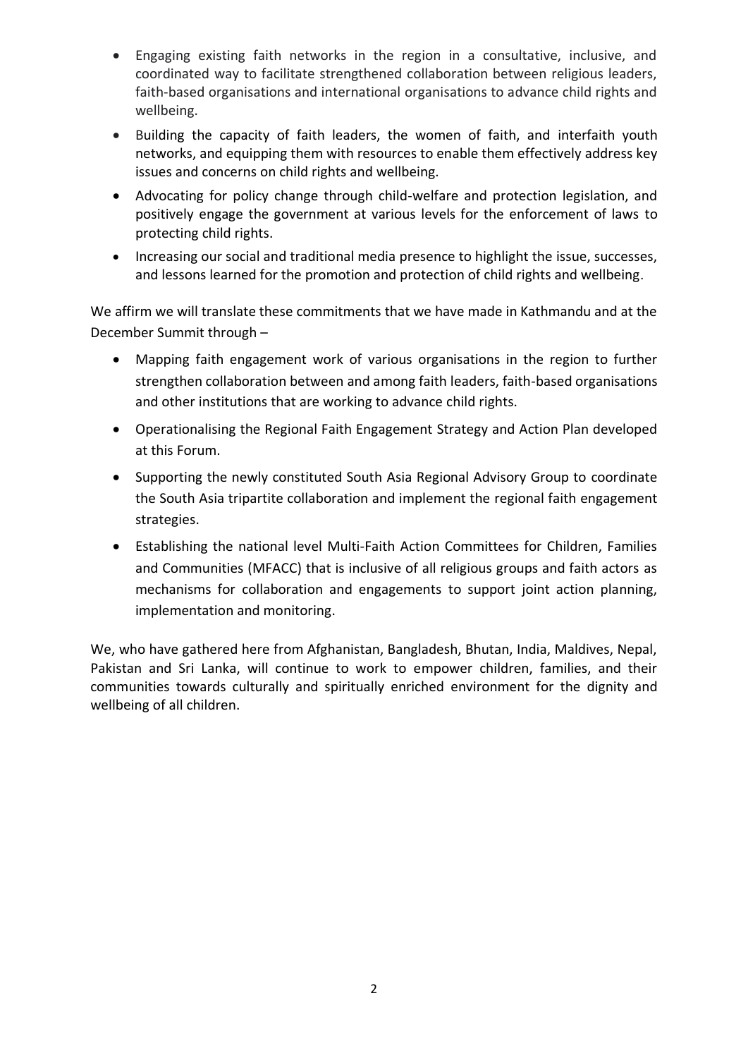- Engaging existing faith networks in the region in a consultative, inclusive, and coordinated way to facilitate strengthened collaboration between religious leaders, faith-based organisations and international organisations to advance child rights and wellbeing.
- Building the capacity of faith leaders, the women of faith, and interfaith youth networks, and equipping them with resources to enable them effectively address key issues and concerns on child rights and wellbeing.
- Advocating for policy change through child-welfare and protection legislation, and positively engage the government at various levels for the enforcement of laws to protecting child rights.
- Increasing our social and traditional media presence to highlight the issue, successes, and lessons learned for the promotion and protection of child rights and wellbeing.

We affirm we will translate these commitments that we have made in Kathmandu and at the December Summit through –

- Mapping faith engagement work of various organisations in the region to further strengthen collaboration between and among faith leaders, faith-based organisations and other institutions that are working to advance child rights.
- Operationalising the Regional Faith Engagement Strategy and Action Plan developed at this Forum.
- Supporting the newly constituted South Asia Regional Advisory Group to coordinate the South Asia tripartite collaboration and implement the regional faith engagement strategies.
- Establishing the national level Multi-Faith Action Committees for Children, Families and Communities (MFACC) that is inclusive of all religious groups and faith actors as mechanisms for collaboration and engagements to support joint action planning, implementation and monitoring.

We, who have gathered here from Afghanistan, Bangladesh, Bhutan, India, Maldives, Nepal, Pakistan and Sri Lanka, will continue to work to empower children, families, and their communities towards culturally and spiritually enriched environment for the dignity and wellbeing of all children.